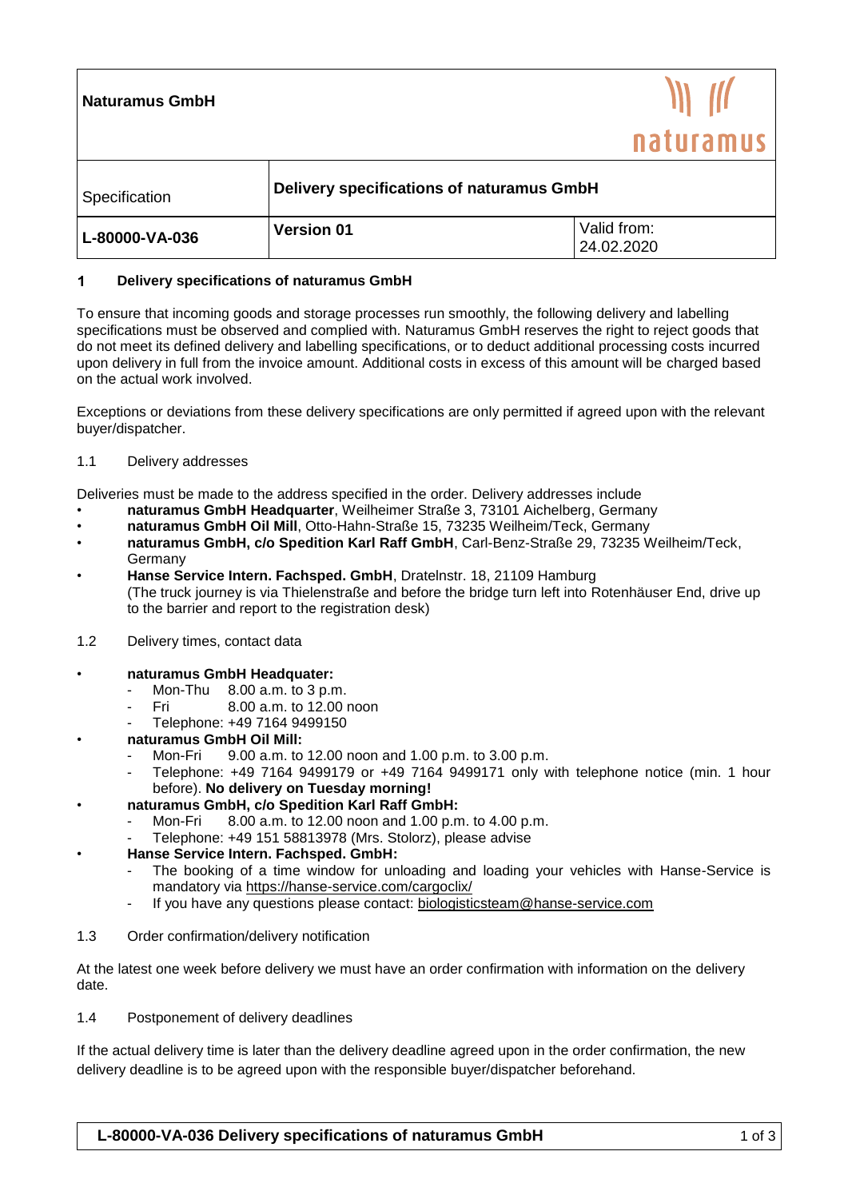| Naturamus GmbH | | naturamus |
|---|---|---|
| Specification | **Delivery specifications of naturamus GmbH** | |
| **L-80000-VA-036** | **Version 01** | Valid from: 24.02.2020 |

## 1 Delivery specifications of naturamus GmbH

To ensure that incoming goods and storage processes run smoothly, the following delivery and labelling specifications must be observed and complied with. Naturamus GmbH reserves the right to reject goods that do not meet its defined delivery and labelling specifications, or to deduct additional processing costs incurred upon delivery in full from the invoice amount. Additional costs in excess of this amount will be charged based on the actual work involved.

Exceptions or deviations from these delivery specifications are only permitted if agreed upon with the relevant buyer/dispatcher.

### 1.1 Delivery addresses

Deliveries must be made to the address specified in the order. Delivery addresses include

- **naturamus GmbH Headquarter**, Weilheimer Straße 3, 73101 Aichelberg, Germany
- **naturamus GmbH Oil Mill**, Otto-Hahn-Straße 15, 73235 Weilheim/Teck, Germany
- **naturamus GmbH, c/o Spedition Karl Raff GmbH**, Carl-Benz-Straße 29, 73235 Weilheim/Teck, Germany
- **Hanse Service Intern. Fachsped. GmbH**, Dratelnstr. 18, 21109 Hamburg
  (The truck journey is via Thielenstraße and before the bridge turn left into Rotenhäuser End, drive up to the barrier and report to the registration desk)

### 1.2 Delivery times, contact data

- **naturamus GmbH Headquater:**
  - Mon-Thu 8.00 a.m. to 3 p.m.
  - Fri 8.00 a.m. to 12.00 noon
  - Telephone: +49 7164 9499150
- **naturamus GmbH Oil Mill:**
  - Mon-Fri 9.00 a.m. to 12.00 noon and 1.00 p.m. to 3.00 p.m.
  - Telephone: +49 7164 9499179 or +49 7164 9499171 only with telephone notice (min. 1 hour before). **No delivery on Tuesday morning!**
- **naturamus GmbH, c/o Spedition Karl Raff GmbH:**
  - Mon-Fri 8.00 a.m. to 12.00 noon and 1.00 p.m. to 4.00 p.m.
  - Telephone: +49 151 58813978 (Mrs. Stolorz), please advise
- **Hanse Service Intern. Fachsped. GmbH:**
  - The booking of a time window for unloading and loading your vehicles with Hanse-Service is mandatory via https://hanse-service.com/cargoclix/
  - If you have any questions please contact: biologisticsteam@hanse-service.com

### 1.3 Order confirmation/delivery notification

At the latest one week before delivery we must have an order confirmation with information on the delivery date.

### 1.4 Postponement of delivery deadlines

If the actual delivery time is later than the delivery deadline agreed upon in the order confirmation, the new delivery deadline is to be agreed upon with the responsible buyer/dispatcher beforehand.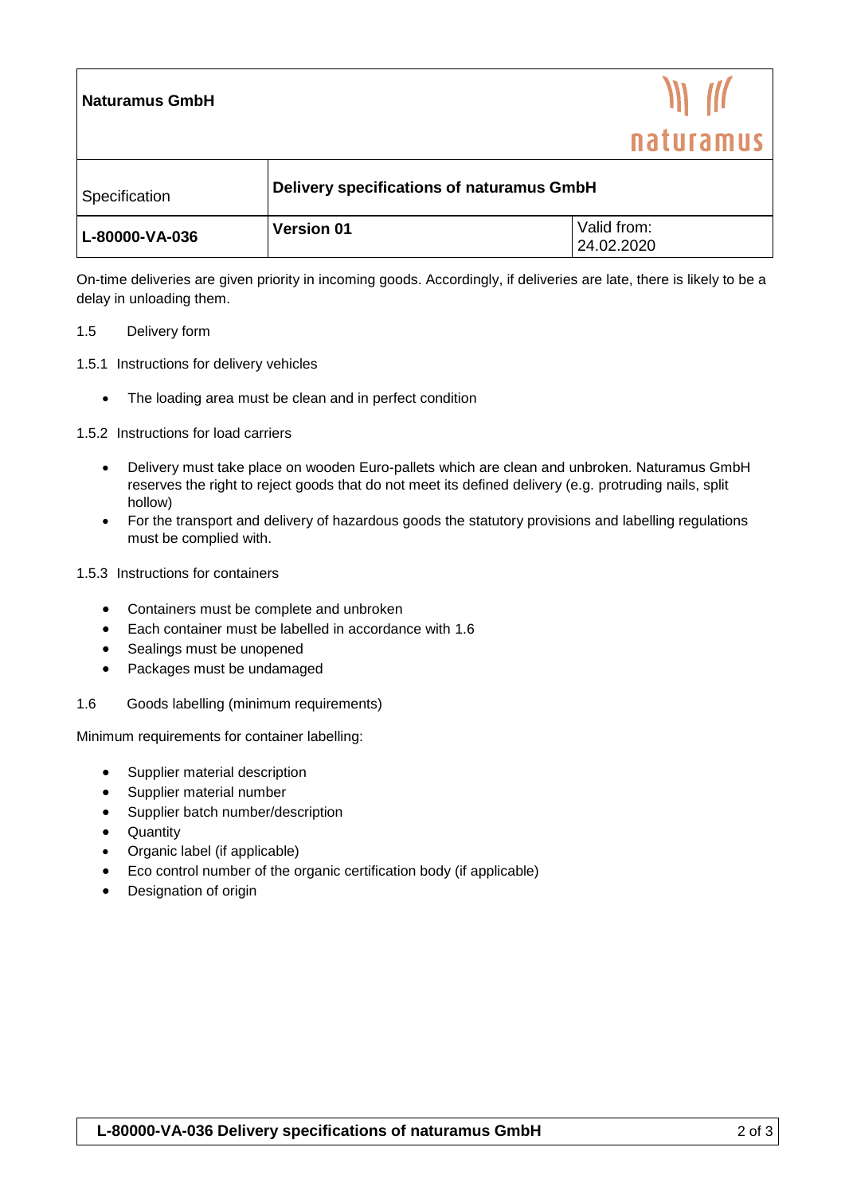**Naturamus GmbH**

| Specification | Delivery specifications of naturamus GmbH | |
|---|---|---|
| **L-80000-VA-036** | **Version 01** | Valid from: 24.02.2020 |

On-time deliveries are given priority in incoming goods. Accordingly, if deliveries are late, there is likely to be a delay in unloading them.

## 1.5 Delivery form

### 1.5.1 Instructions for delivery vehicles

- The loading area must be clean and in perfect condition

### 1.5.2 Instructions for load carriers

- Delivery must take place on wooden Euro-pallets which are clean and unbroken. Naturamus GmbH reserves the right to reject goods that do not meet its defined delivery (e.g. protruding nails, split hollow)
- For the transport and delivery of hazardous goods the statutory provisions and labelling regulations must be complied with.

### 1.5.3 Instructions for containers

- Containers must be complete and unbroken
- Each container must be labelled in accordance with 1.6
- Sealings must be unopened
- Packages must be undamaged

## 1.6 Goods labelling (minimum requirements)

Minimum requirements for container labelling:

- Supplier material description
- Supplier material number
- Supplier batch number/description
- Quantity
- Organic label (if applicable)
- Eco control number of the organic certification body (if applicable)
- Designation of origin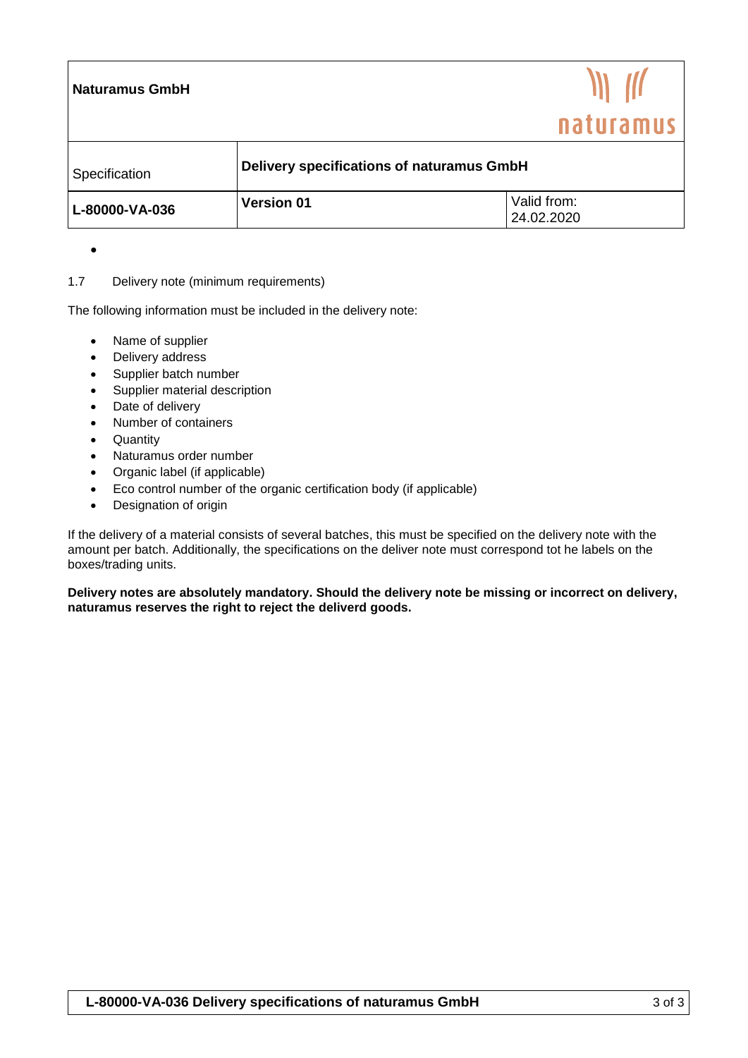## 1.7 Delivery note (minimum requirements)

The following information must be included in the delivery note:

- Name of supplier
- Delivery address
- Supplier batch number
- Supplier material description
- Date of delivery
- Number of containers
- Quantity
- Naturamus order number
- Organic label (if applicable)
- Eco control number of the organic certification body (if applicable)
- Designation of origin

If the delivery of a material consists of several batches, this must be specified on the delivery note with the amount per batch. Additionally, the specifications on the deliver note must correspond tot he labels on the boxes/trading units.

**Delivery notes are absolutely mandatory. Should the delivery note be missing or incorrect on delivery, naturamus reserves the right to reject the deliverd goods.**